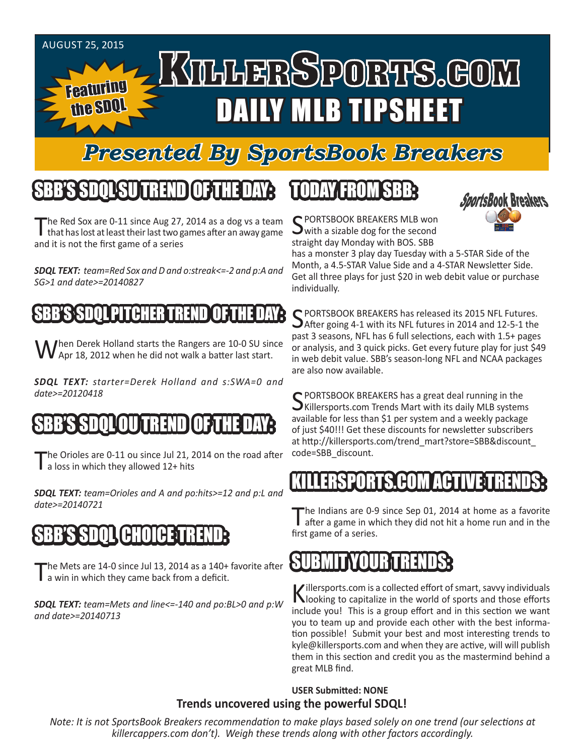AUGUST 25, 2015

# KillerSports.com DAILY MLB TIPSHEET

Featuring the SDQL

## Presented By SportsBook Breakers

## SBB'S SDQL SU TREND OF THE DAY:

The Red Sox are 0-11 since Aug 27, 2014 as a dog vs a team that has lost at least their last two games after an away game and it is not the first game of a series

***SDQL TEXT:*** *team=Red Sox and D and o:streak<=-2 and p:A and SG>1 and date>=20140827*

## SBB'S SDQL PITCHER TREND OF THE DAY:

When Derek Holland starts the Rangers are 10-0 SU since Apr 18, 2012 when he did not walk a batter last start.

***SDQL TEXT:*** *starter=Derek Holland and s:SWA=0 and date>=20120418*

## SBB'S SDQL OU TREND OF THE DAY:

The Orioles are 0-11 ou since Jul 21, 2014 on the road after a loss in which they allowed 12+ hits

***SDQL TEXT:*** *team=Orioles and A and po:hits>=12 and p:L and date>=20140721*

## SBB'S SDQL CHOICE TREND:

The Mets are 14-0 since Jul 13, 2014 as a 140+ favorite after a win in which they came back from a deficit.

***SDQL TEXT:*** *team=Mets and line<=-140 and po:BL>0 and p:W and date>=20140713*

## TODAY FROM SBB:

SPORTSBOOK BREAKERS MLB won with a sizable dog for the second straight day Monday with BOS. SBB has a monster 3 play day Tuesday with a 5-STAR Side of the Month, a 4.5-STAR Value Side and a 4-STAR Newsletter Side. Get all three plays for just $20 in web debit value or purchase individually.

SPORTSBOOK BREAKERS has released its 2015 NFL Futures. After going 4-1 with its NFL futures in 2014 and 12-5-1 the past 3 seasons, NFL has 6 full selections, each with 1.5+ pages or analysis, and 3 quick picks. Get every future play for just $49 in web debit value. SBB's season-long NFL and NCAA packages are also now available.

SPORTSBOOK BREAKERS has a great deal running in the Killersports.com Trends Mart with its daily MLB systems available for less than $1 per system and a weekly package of just $40!!! Get these discounts for newsletter subscribers at http://killersports.com/trend_mart?store=SBB&discount_code=SBB_discount.

## KILLERSPORTS.COM ACTIVE TRENDS:

The Indians are 0-9 since Sep 01, 2014 at home as a favorite after a game in which they did not hit a home run and in the first game of a series.

## SUBMIT YOUR TRENDS:

Killersports.com is a collected effort of smart, savvy individuals looking to capitalize in the world of sports and those efforts include you! This is a group effort and in this section we want you to team up and provide each other with the best information possible! Submit your best and most interesting trends to kyle@killersports.com and when they are active, will will publish them in this section and credit you as the mastermind behind a great MLB find.

**USER Submitted: NONE**

**Trends uncovered using the powerful SDQL!**

*Note: It is not SportsBook Breakers recommendation to make plays based solely on one trend (our selections at killercappers.com don't). Weigh these trends along with other factors accordingly.*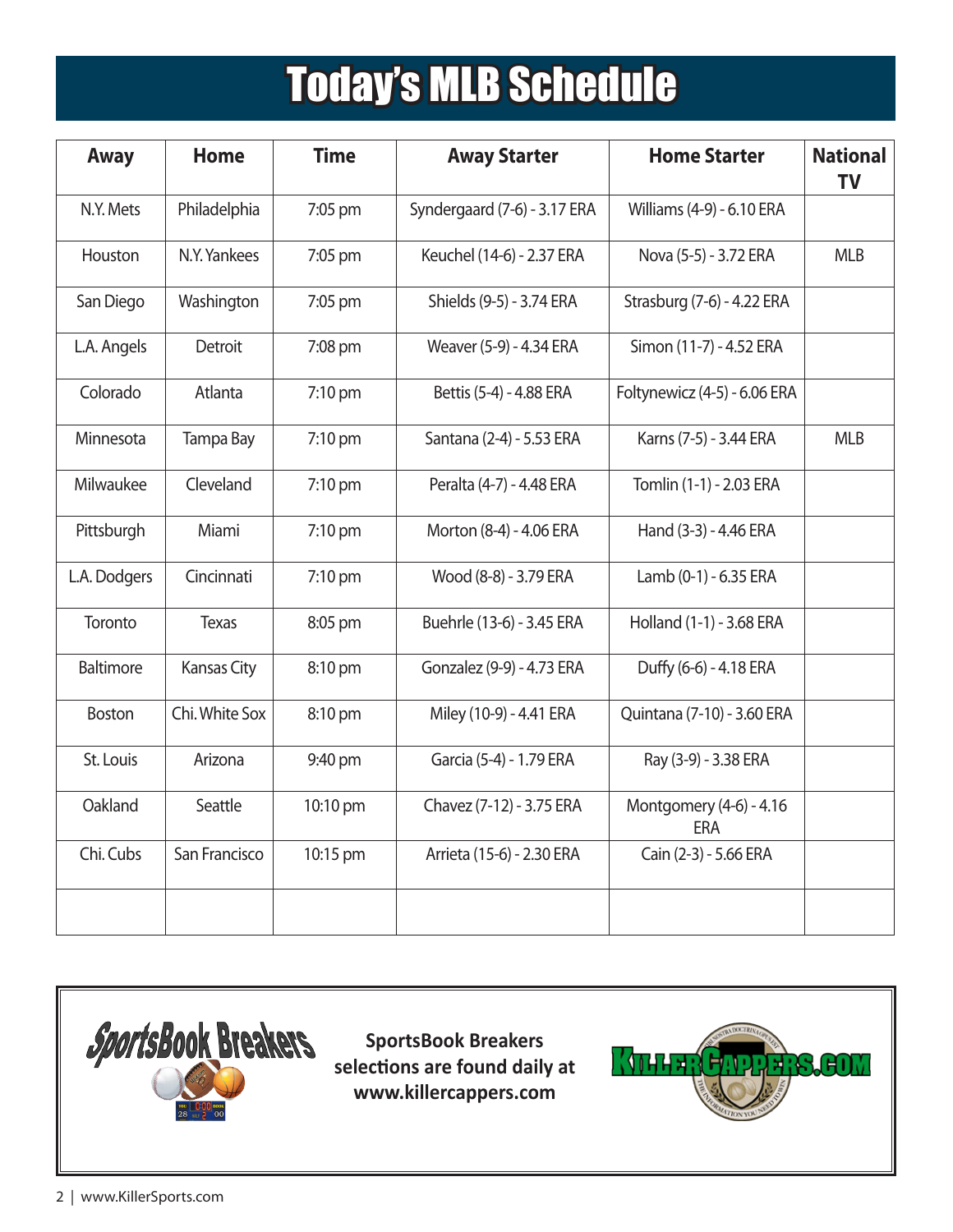# Today's MLB Schedule

| Away | Home | Time | Away Starter | Home Starter | National TV |
|---|---|---|---|---|---|
| N.Y. Mets | Philadelphia | 7:05 pm | Syndergaard (7-6) - 3.17 ERA | Williams (4-9) - 6.10 ERA | |
| Houston | N.Y. Yankees | 7:05 pm | Keuchel (14-6) - 2.37 ERA | Nova (5-5) - 3.72 ERA | MLB |
| San Diego | Washington | 7:05 pm | Shields (9-5) - 3.74 ERA | Strasburg (7-6) - 4.22 ERA | |
| L.A. Angels | Detroit | 7:08 pm | Weaver (5-9) - 4.34 ERA | Simon (11-7) - 4.52 ERA | |
| Colorado | Atlanta | 7:10 pm | Bettis (5-4) - 4.88 ERA | Foltynewicz (4-5) - 6.06 ERA | |
| Minnesota | Tampa Bay | 7:10 pm | Santana (2-4) - 5.53 ERA | Karns (7-5) - 3.44 ERA | MLB |
| Milwaukee | Cleveland | 7:10 pm | Peralta (4-7) - 4.48 ERA | Tomlin (1-1) - 2.03 ERA | |
| Pittsburgh | Miami | 7:10 pm | Morton (8-4) - 4.06 ERA | Hand (3-3) - 4.46 ERA | |
| L.A. Dodgers | Cincinnati | 7:10 pm | Wood (8-8) - 3.79 ERA | Lamb (0-1) - 6.35 ERA | |
| Toronto | Texas | 8:05 pm | Buehrle (13-6) - 3.45 ERA | Holland (1-1) - 3.68 ERA | |
| Baltimore | Kansas City | 8:10 pm | Gonzalez (9-9) - 4.73 ERA | Duffy (6-6) - 4.18 ERA | |
| Boston | Chi. White Sox | 8:10 pm | Miley (10-9) - 4.41 ERA | Quintana (7-10) - 3.60 ERA | |
| St. Louis | Arizona | 9:40 pm | Garcia (5-4) - 1.79 ERA | Ray (3-9) - 3.38 ERA | |
| Oakland | Seattle | 10:10 pm | Chavez (7-12) - 3.75 ERA | Montgomery (4-6) - 4.16 ERA | |
| Chi. Cubs | San Francisco | 10:15 pm | Arrieta (15-6) - 2.30 ERA | Cain (2-3) - 5.66 ERA | |
| | | | | | |

SportsBook Breakers

**SportsBook Breakers selections are found daily at www.killercappers.com**

KILLERCAPPERS.COM

2 | www.KillerSports.com